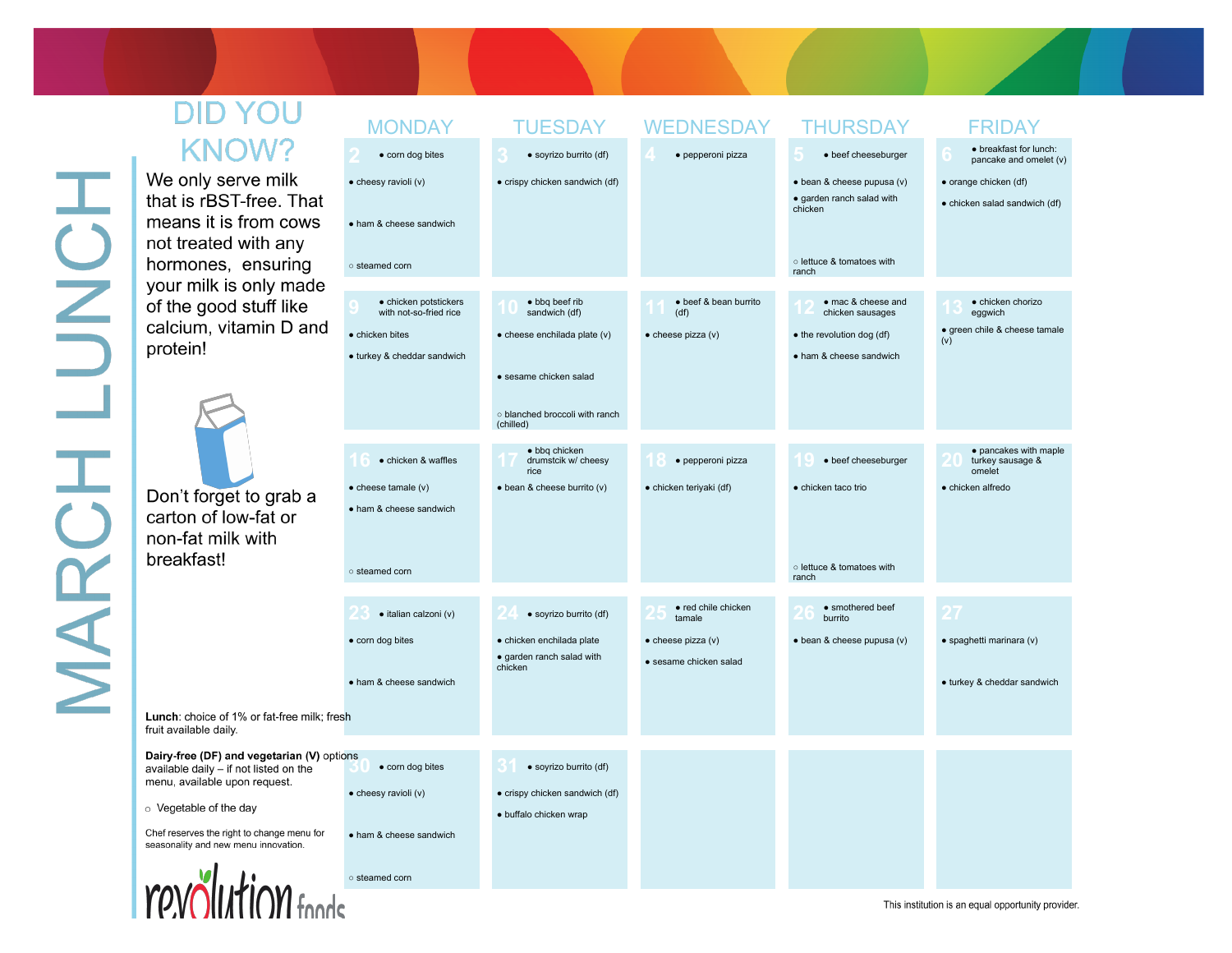# MARCH LUNCH

## DID YOU KNOW?

We only serve milk that is rBST-free. That means it is from cows not treated with any hormones, ensuring your milk is only made of the good stuff like calcium, vitamin D and protein!

Don't forget to grab a carton of low-fat or non-fat milk with breakfast!

| MONDAY | TUESDAY | WEDNESDAY | THURSDAY | FRIDAY |
|---|---|---|---|---|
| **2** • corn dog bites<br>• cheesy ravioli (v)<br>• ham & cheese sandwich<br>○ steamed corn | **3** • soyrizo burrito (df)<br>• crispy chicken sandwich (df) | **4** • pepperoni pizza | **5** • beef cheeseburger<br>• bean & cheese pupusa (v)<br>• garden ranch salad with chicken<br>○ lettuce & tomatoes with ranch | **6** • breakfast for lunch: pancake and omelet (v)<br>• orange chicken (df)<br>• chicken salad sandwich (df) |
| **9** • chicken potstickers with not-so-fried rice<br>• chicken bites<br>• turkey & cheddar sandwich | **10** • bbq beef rib sandwich (df)<br>• cheese enchilada plate (v)<br>• sesame chicken salad<br>○ blanched broccoli with ranch (chilled) | **11** • beef & bean burrito (df)<br>• cheese pizza (v) | **12** • mac & cheese and chicken sausages<br>• the revolution dog (df)<br>• ham & cheese sandwich | **13** • chicken chorizo eggwich<br>• green chile & cheese tamale (v) |
| **16** • chicken & waffles<br>• cheese tamale (v)<br>• ham & cheese sandwich<br>○ steamed corn | **17** • bbq chicken drumstcik w/ cheesy rice<br>• bean & cheese burrito (v) | **18** • pepperoni pizza<br>• chicken teriyaki (df) | **19** • beef cheeseburger<br>• chicken taco trio<br>○ lettuce & tomatoes with ranch | **20** • pancakes with maple turkey sausage & omelet<br>• chicken alfredo |
| **23** • italian calzoni (v)<br>• corn dog bites<br>• ham & cheese sandwich | **24** • soyrizo burrito (df)<br>• chicken enchilada plate<br>• garden ranch salad with chicken | **25** • red chile chicken tamale<br>• cheese pizza (v)<br>• sesame chicken salad | **26** • smothered beef burrito<br>• bean & cheese pupusa (v) | **27**<br>• spaghetti marinara (v)<br>• turkey & cheddar sandwich |
| **30** • corn dog bites<br>• cheesy ravioli (v)<br>• ham & cheese sandwich<br>○ steamed corn | **31** • soyrizo burrito (df)<br>• crispy chicken sandwich (df)<br>• buffalo chicken wrap | | | |

**Lunch**: choice of 1% or fat-free milk; fresh fruit available daily.

**Dairy-free (DF) and vegetarian (V)** options available daily – if not listed on the menu, available upon request.

○ Vegetable of the day

Chef reserves the right to change menu for seasonality and new menu innovation.

revolution foods

This institution is an equal opportunity provider.